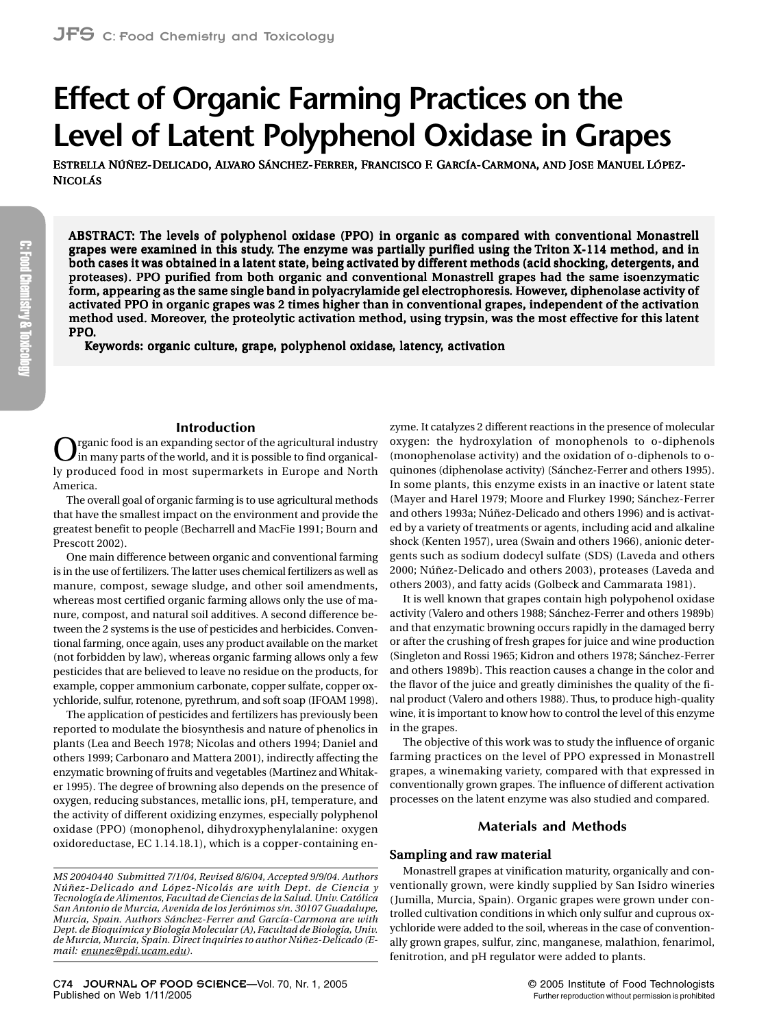# Effect of Organic Farming Practices on the Level of Latent Polyphenol Oxidase in Grapes

ESTRELLA NÚÑEZ-DELICADO, ALVARO SÁNCHEZ-FERRER, FRANCISCO F. GARCÍA-CARMONA, AND JOSE MANUEL LÓPEZ-NICOLÁS

**ABSTRACT: The levels of polyphenol oxidase (PPO) in organic as compared with conventional Monastrell grapes were examined in this study. The enzyme was partially purified using the Triton X-114 method, and in both cases it was obtained in a latent state, being activated by different methods (acid shocking, detergents, and proteases). PPO purified from both organic and conventional Monastrell grapes had the same isoenzymatic form, appearing as the same single band in polyacrylamide gel electrophoresis. However, diphenolase activity of activated PPO in organic grapes was 2 times higher than in conventional grapes, independent of the activation method used. Moreover, the proteolytic activation method, using trypsin, was the most effective for this latent PPO.**

**Keywords: organic culture, grape, polyphenol oxidase, latency, activation**

## Introduction

Organic food is an expanding sector of the agricultural industry in many parts of the world, and it is possible to find organically produced food in most supermarkets in Europe and North America.

The overall goal of organic farming is to use agricultural methods that have the smallest impact on the environment and provide the greatest benefit to people (Becharrell and MacFie 1991; Bourn and Prescott 2002).

One main difference between organic and conventional farming is in the use of fertilizers. The latter uses chemical fertilizers as well as manure, compost, sewage sludge, and other soil amendments, whereas most certified organic farming allows only the use of manure, compost, and natural soil additives. A second difference between the 2 systems is the use of pesticides and herbicides. Conventional farming, once again, uses any product available on the market (not forbidden by law), whereas organic farming allows only a few pesticides that are believed to leave no residue on the products, for example, copper ammonium carbonate, copper sulfate, copper oxychloride, sulfur, rotenone, pyrethrum, and soft soap (IFOAM 1998).

The application of pesticides and fertilizers has previously been reported to modulate the biosynthesis and nature of phenolics in plants (Lea and Beech 1978; Nicolas and others 1994; Daniel and others 1999; Carbonaro and Mattera 2001), indirectly affecting the enzymatic browning of fruits and vegetables (Martinez and Whitaker 1995). The degree of browning also depends on the presence of oxygen, reducing substances, metallic ions, pH, temperature, and the activity of different oxidizing enzymes, especially polyphenol oxidase (PPO) (monophenol, dihydroxyphenylalanine: oxygen oxidoreductase, EC 1.14.18.1), which is a copper-containing enzyme. It catalyzes 2 different reactions in the presence of molecular oxygen: the hydroxylation of monophenols to o-diphenols (monophenolase activity) and the oxidation of o-diphenols to o-quinones (diphenolase activity) (Sánchez-Ferrer and others 1995). In some plants, this enzyme exists in an inactive or latent state (Mayer and Harel 1979; Moore and Flurkey 1990; Sánchez-Ferrer and others 1993a; Núñez-Delicado and others 1996) and is activated by a variety of treatments or agents, including acid and alkaline shock (Kenten 1957), urea (Swain and others 1966), anionic detergents such as sodium dodecyl sulfate (SDS) (Laveda and others 2000; Núñez-Delicado and others 2003), proteases (Laveda and others 2003), and fatty acids (Golbeck and Cammarata 1981).

It is well known that grapes contain high polypohenol oxidase activity (Valero and others 1988; Sánchez-Ferrer and others 1989b) and that enzymatic browning occurs rapidly in the damaged berry or after the crushing of fresh grapes for juice and wine production (Singleton and Rossi 1965; Kidron and others 1978; Sánchez-Ferrer and others 1989b). This reaction causes a change in the color and the flavor of the juice and greatly diminishes the quality of the final product (Valero and others 1988). Thus, to produce high-quality wine, it is important to know how to control the level of this enzyme in the grapes.

The objective of this work was to study the influence of organic farming practices on the level of PPO expressed in Monastrell grapes, a winemaking variety, compared with that expressed in conventionally grown grapes. The influence of different activation processes on the latent enzyme was also studied and compared.

## Materials and Methods

### Sampling and raw material

Monastrell grapes at vinification maturity, organically and conventionally grown, were kindly supplied by San Isidro wineries (Jumilla, Murcia, Spain). Organic grapes were grown under controlled cultivation conditions in which only sulfur and cuprous oxychloride were added to the soil, whereas in the case of conventionally grown grapes, sulfur, zinc, manganese, malathion, fenarimol, fenitrotion, and pH regulator were added to plants.

*MS 20040440 Submitted 7/1/04, Revised 8/6/04, Accepted 9/9/04. Authors Núñez-Delicado and López-Nicolás are with Dept. de Ciencia y Tecnología de Alimentos, Facultad de Ciencias de la Salud. Univ. Católica San Antonio de Murcia, Avenida de los Jerónimos s/n. 30107 Guadalupe, Murcia, Spain. Authors Sánchez-Ferrer and García-Carmona are with Dept. de Bioquímica y Biología Molecular (A), Facultad de Biología, Univ. de Murcia, Murcia, Spain. Direct inquiries to author Núñez-Delicado (E-mail: enunez@pdi.ucam.edu).*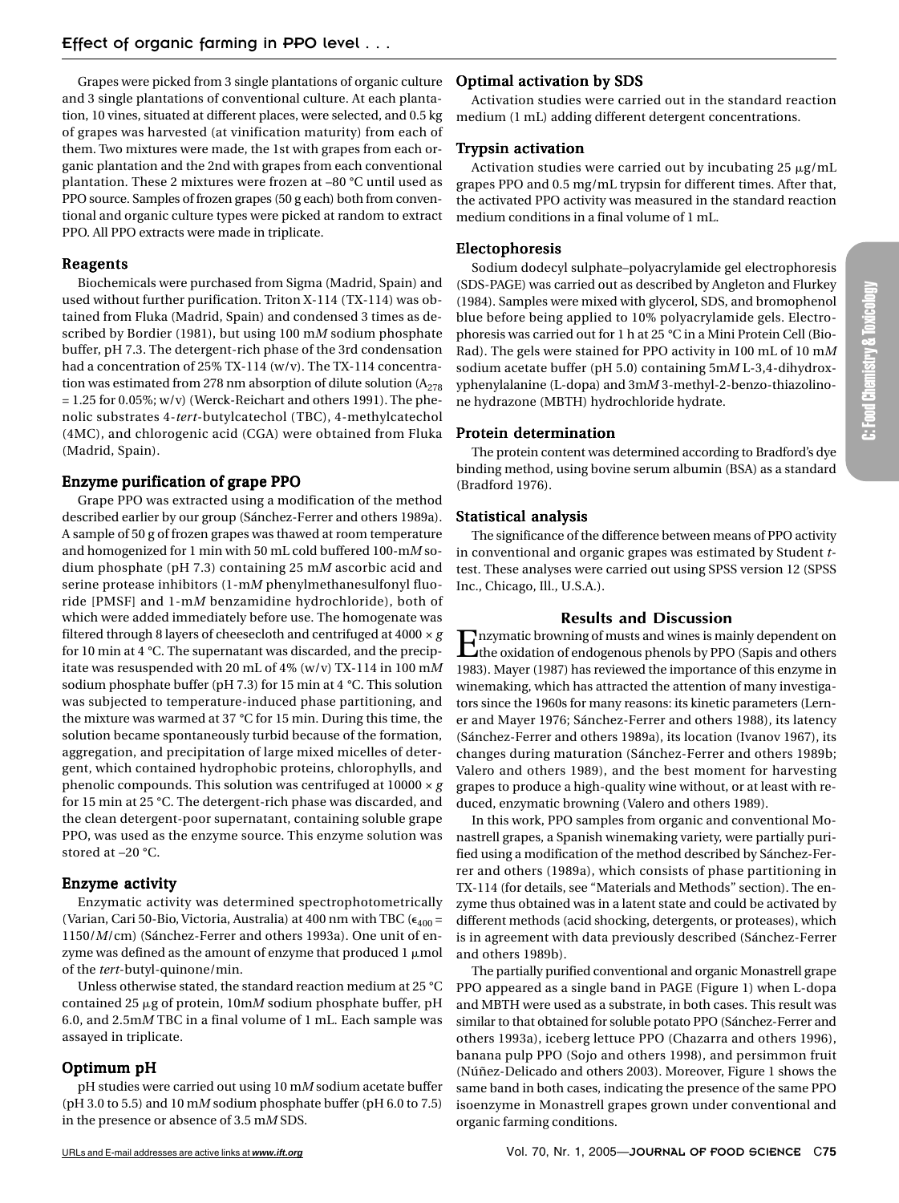Grapes were picked from 3 single plantations of organic culture and 3 single plantations of conventional culture. At each plantation, 10 vines, situated at different places, were selected, and 0.5 kg of grapes was harvested (at vinification maturity) from each of them. Two mixtures were made, the 1st with grapes from each organic plantation and the 2nd with grapes from each conventional plantation. These 2 mixtures were frozen at –80 °C until used as PPO source. Samples of frozen grapes (50 g each) both from conventional and organic culture types were picked at random to extract PPO. All PPO extracts were made in triplicate.

### Reagents

Biochemicals were purchased from Sigma (Madrid, Spain) and used without further purification. Triton X-114 (TX-114) was obtained from Fluka (Madrid, Spain) and condensed 3 times as described by Bordier (1981), but using 100 m*M* sodium phosphate buffer, pH 7.3. The detergent-rich phase of the 3rd condensation had a concentration of 25% TX-114 (w/v). The TX-114 concentration was estimated from 278 nm absorption of dilute solution ($A_{278}$ = 1.25 for 0.05%; w/v) (Werck-Reichart and others 1991). The phenolic substrates 4-*tert*-butylcatechol (TBC), 4-methylcatechol (4MC), and chlorogenic acid (CGA) were obtained from Fluka (Madrid, Spain).

### Enzyme purification of grape PPO

Grape PPO was extracted using a modification of the method described earlier by our group (Sánchez-Ferrer and others 1989a). A sample of 50 g of frozen grapes was thawed at room temperature and homogenized for 1 min with 50 mL cold buffered 100-m*M* sodium phosphate (pH 7.3) containing 25 m*M* ascorbic acid and serine protease inhibitors (1-m*M* phenylmethanesulfonyl fluoride [PMSF] and 1-m*M* benzamidine hydrochloride), both of which were added immediately before use. The homogenate was filtered through 8 layers of cheesecloth and centrifuged at 4000 × *g* for 10 min at 4 °C. The supernatant was discarded, and the precipitate was resuspended with 20 mL of 4% (w/v) TX-114 in 100 m*M* sodium phosphate buffer (pH 7.3) for 15 min at 4 °C. This solution was subjected to temperature-induced phase partitioning, and the mixture was warmed at 37 °C for 15 min. During this time, the solution became spontaneously turbid because of the formation, aggregation, and precipitation of large mixed micelles of detergent, which contained hydrophobic proteins, chlorophylls, and phenolic compounds. This solution was centrifuged at 10000 × *g* for 15 min at 25 °C. The detergent-rich phase was discarded, and the clean detergent-poor supernatant, containing soluble grape PPO, was used as the enzyme source. This enzyme solution was stored at –20 °C.

### Enzyme activity

Enzymatic activity was determined spectrophotometrically (Varian, Cari 50-Bio, Victoria, Australia) at 400 nm with TBC ($\epsilon_{400}$ = 1150/*M*/cm) (Sánchez-Ferrer and others 1993a). One unit of enzyme was defined as the amount of enzyme that produced 1 μmol of the *tert*-butyl-quinone/min.

Unless otherwise stated, the standard reaction medium at 25 °C contained 25 μg of protein, 10m*M* sodium phosphate buffer, pH 6.0, and 2.5m*M* TBC in a final volume of 1 mL. Each sample was assayed in triplicate.

### Optimum pH

pH studies were carried out using 10 m*M* sodium acetate buffer (pH 3.0 to 5.5) and 10 m*M* sodium phosphate buffer (pH 6.0 to 7.5) in the presence or absence of 3.5 m*M* SDS.

### Optimal activation by SDS

Activation studies were carried out in the standard reaction medium (1 mL) adding different detergent concentrations.

### Trypsin activation

Activation studies were carried out by incubating 25 μg/mL grapes PPO and 0.5 mg/mL trypsin for different times. After that, the activated PPO activity was measured in the standard reaction medium conditions in a final volume of 1 mL.

### Electophoresis

Sodium dodecyl sulphate–polyacrylamide gel electrophoresis (SDS-PAGE) was carried out as described by Angleton and Flurkey (1984). Samples were mixed with glycerol, SDS, and bromophenol blue before being applied to 10% polyacrylamide gels. Electrophoresis was carried out for 1 h at 25 °C in a Mini Protein Cell (Bio-Rad). The gels were stained for PPO activity in 100 mL of 10 m*M* sodium acetate buffer (pH 5.0) containing 5m*M* L-3,4-dihydroxyphenylalanine (L-dopa) and 3m*M* 3-methyl-2-benzo-thiazolinone hydrazone (MBTH) hydrochloride hydrate.

### Protein determination

The protein content was determined according to Bradford's dye binding method, using bovine serum albumin (BSA) as a standard (Bradford 1976).

### Statistical analysis

The significance of the difference between means of PPO activity in conventional and organic grapes was estimated by Student *t*-test. These analyses were carried out using SPSS version 12 (SPSS Inc., Chicago, Ill., U.S.A.).

## Results and Discussion

Enzymatic browning of musts and wines is mainly dependent on the oxidation of endogenous phenols by PPO (Sapis and others 1983). Mayer (1987) has reviewed the importance of this enzyme in winemaking, which has attracted the attention of many investigators since the 1960s for many reasons: its kinetic parameters (Lerner and Mayer 1976; Sánchez-Ferrer and others 1988), its latency (Sánchez-Ferrer and others 1989a), its location (Ivanov 1967), its changes during maturation (Sánchez-Ferrer and others 1989b; Valero and others 1989), and the best moment for harvesting grapes to produce a high-quality wine without, or at least with reduced, enzymatic browning (Valero and others 1989).

In this work, PPO samples from organic and conventional Monastrell grapes, a Spanish winemaking variety, were partially purified using a modification of the method described by Sánchez-Ferrer and others (1989a), which consists of phase partitioning in TX-114 (for details, see "Materials and Methods" section). The enzyme thus obtained was in a latent state and could be activated by different methods (acid shocking, detergents, or proteases), which is in agreement with data previously described (Sánchez-Ferrer and others 1989b).

The partially purified conventional and organic Monastrell grape PPO appeared as a single band in PAGE (Figure 1) when L-dopa and MBTH were used as a substrate, in both cases. This result was similar to that obtained for soluble potato PPO (Sánchez-Ferrer and others 1993a), iceberg lettuce PPO (Chazarra and others 1996), banana pulp PPO (Sojo and others 1998), and persimmon fruit (Núñez-Delicado and others 2003). Moreover, Figure 1 shows the same band in both cases, indicating the presence of the same PPO isoenzyme in Monastrell grapes grown under conventional and organic farming conditions.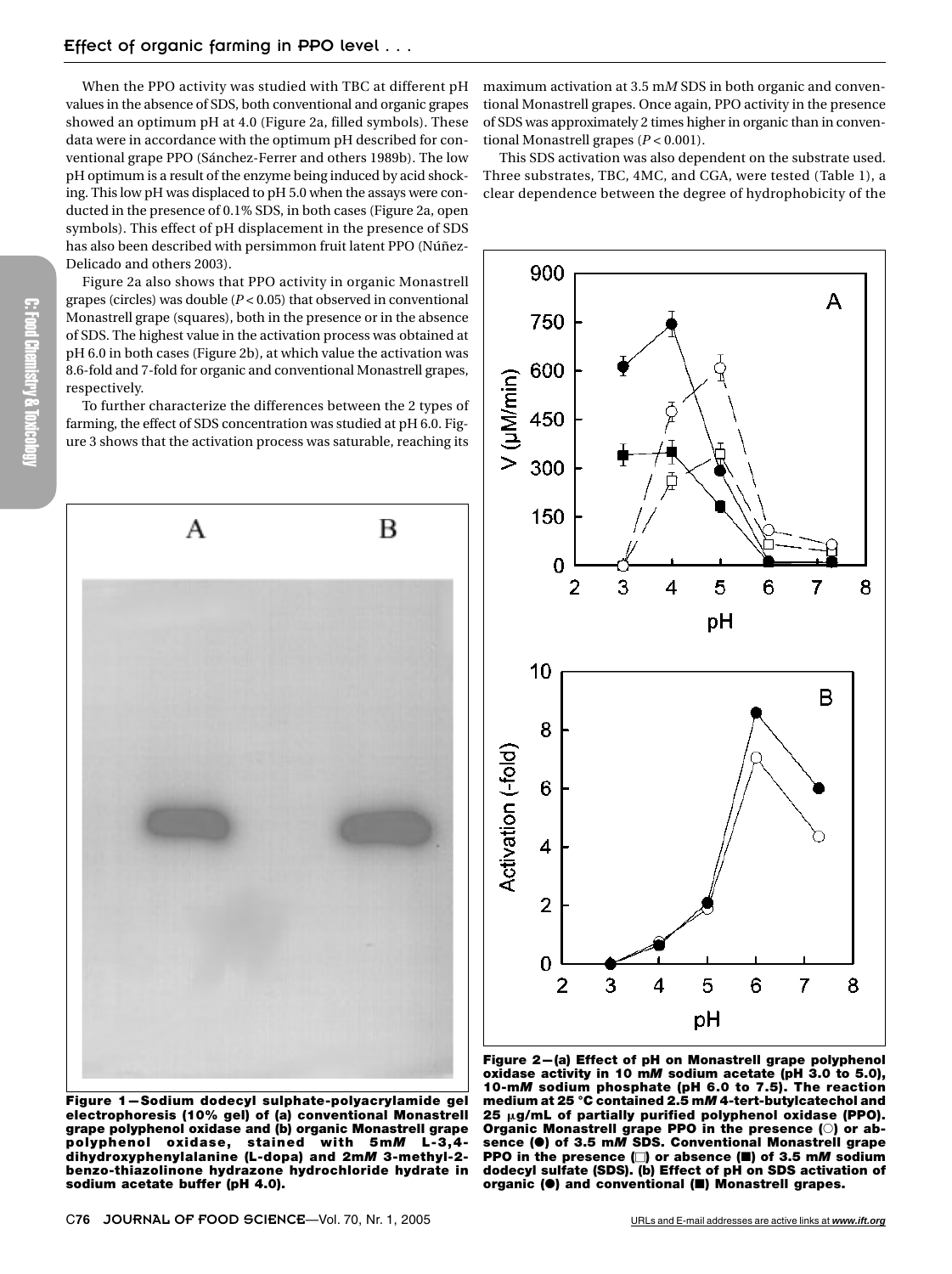When the PPO activity was studied with TBC at different pH values in the absence of SDS, both conventional and organic grapes showed an optimum pH at 4.0 (Figure 2a, filled symbols). These data were in accordance with the optimum pH described for conventional grape PPO (Sánchez-Ferrer and others 1989b). The low pH optimum is a result of the enzyme being induced by acid shocking. This low pH was displaced to pH 5.0 when the assays were conducted in the presence of 0.1% SDS, in both cases (Figure 2a, open symbols). This effect of pH displacement in the presence of SDS has also been described with persimmon fruit latent PPO (Núñez-Delicado and others 2003).

Figure 2a also shows that PPO activity in organic Monastrell grapes (circles) was double ($P < 0.05$) that observed in conventional Monastrell grape (squares), both in the presence or in the absence of SDS. The highest value in the activation process was obtained at pH 6.0 in both cases (Figure 2b), at which value the activation was 8.6-fold and 7-fold for organic and conventional Monastrell grapes, respectively.

To further characterize the differences between the 2 types of farming, the effect of SDS concentration was studied at pH 6.0. Figure 3 shows that the activation process was saturable, reaching its maximum activation at 3.5 m*M* SDS in both organic and conventional Monastrell grapes. Once again, PPO activity in the presence of SDS was approximately 2 times higher in organic than in conventional Monastrell grapes ($P < 0.001$).

This SDS activation was also dependent on the substrate used. Three substrates, TBC, 4MC, and CGA, were tested (Table 1), a clear dependence between the degree of hydrophobicity of the

**Figure 1—Sodium dodecyl sulphate-polyacrylamide gel electrophoresis (10% gel) of (a) conventional Monastrell grape polyphenol oxidase and (b) organic Monastrell grape polyphenol oxidase, stained with 5m*M* L-3,4-dihydroxyphenylalanine (L-dopa) and 2m*M* 3-methyl-2-benzo-thiazolinone hydrazone hydrochloride hydrate in sodium acetate buffer (pH 4.0).**

**Figure 2—(a) Effect of pH on Monastrell grape polyphenol oxidase activity in 10 m*M* sodium acetate (pH 3.0 to 5.0), 10-m*M* sodium phosphate (pH 6.0 to 7.5). The reaction medium at 25 °C contained 2.5 m*M* 4-tert-butylcatechol and 25 μg/mL of partially purified polyphenol oxidase (PPO). Organic Monastrell grape PPO in the presence (○) or absence (●) of 3.5 m*M* SDS. Conventional Monastrell grape PPO in the presence (□) or absence (■) of 3.5 m*M* sodium dodecyl sulfate (SDS). (b) Effect of pH on SDS activation of organic (●) and conventional (■) Monastrell grapes.**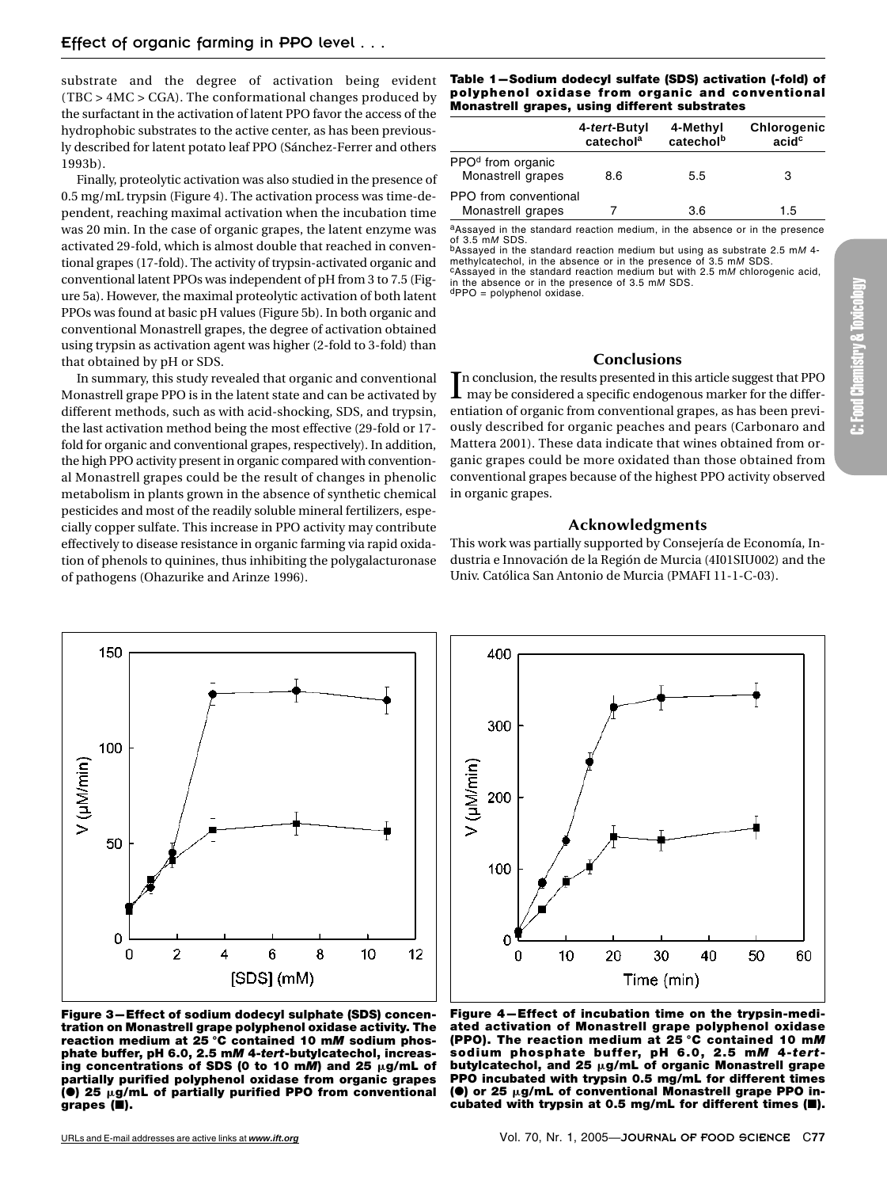substrate and the degree of activation being evident (TBC > 4MC > CGA). The conformational changes produced by the surfactant in the activation of latent PPO favor the access of the hydrophobic substrates to the active center, as has been previously described for latent potato leaf PPO (Sánchez-Ferrer and others 1993b).

Finally, proteolytic activation was also studied in the presence of 0.5 mg/mL trypsin (Figure 4). The activation process was time-dependent, reaching maximal activation when the incubation time was 20 min. In the case of organic grapes, the latent enzyme was activated 29-fold, which is almost double that reached in conventional grapes (17-fold). The activity of trypsin-activated organic and conventional latent PPOs was independent of pH from 3 to 7.5 (Figure 5a). However, the maximal proteolytic activation of both latent PPOs was found at basic pH values (Figure 5b). In both organic and conventional Monastrell grapes, the degree of activation obtained using trypsin as activation agent was higher (2-fold to 3-fold) than that obtained by pH or SDS.

In summary, this study revealed that organic and conventional Monastrell grape PPO is in the latent state and can be activated by different methods, such as with acid-shocking, SDS, and trypsin, the last activation method being the most effective (29-fold or 17-fold for organic and conventional grapes, respectively). In addition, the high PPO activity present in organic compared with conventional Monastrell grapes could be the result of changes in phenolic metabolism in plants grown in the absence of synthetic chemical pesticides and most of the readily soluble mineral fertilizers, especially copper sulfate. This increase in PPO activity may contribute effectively to disease resistance in organic farming via rapid oxidation of phenols to quinines, thus inhibiting the polygalacturonase of pathogens (Ohazurike and Arinze 1996).

**Table 1—Sodium dodecyl sulfate (SDS) activation (-fold) of polyphenol oxidase from organic and conventional Monastrell grapes, using different substrates**

| | 4-*tert*-Butyl catechol[a] | 4-Methyl catechol[b] | Chlorogenic acid[c] |
|---|---|---|---|
| PPO[d] from organic Monastrell grapes | 8.6 | 5.5 | 3 |
| PPO from conventional Monastrell grapes | 7 | 3.6 | 1.5 |

[a]Assayed in the standard reaction medium, in the absence or in the presence of 3.5 m*M* SDS.
[b]Assayed in the standard reaction medium but using as substrate 2.5 m*M* 4-methylcatechol, in the absence or in the presence of 3.5 m*M* SDS.
[c]Assayed in the standard reaction medium but with 2.5 m*M* chlorogenic acid, in the absence or in the presence of 3.5 m*M* SDS.
[d]PPO = polyphenol oxidase.

## Conclusions

In conclusion, the results presented in this article suggest that PPO may be considered a specific endogenous marker for the differentiation of organic from conventional grapes, as has been previously described for organic peaches and pears (Carbonaro and Mattera 2001). These data indicate that wines obtained from organic grapes could be more oxidated than those obtained from conventional grapes because of the highest PPO activity observed in organic grapes.

## Acknowledgments

This work was partially supported by Consejería de Economía, Industria e Innovación de la Región de Murcia (4I01SIU002) and the Univ. Católica San Antonio de Murcia (PMAFI 11-1-C-03).

**Figure 3—Effect of sodium dodecyl sulphate (SDS) concentration on Monastrell grape polyphenol oxidase activity. The reaction medium at 25 °C contained 10 m*M* sodium phosphate buffer, pH 6.0, 2.5 m*M* 4-*tert*-butylcatechol, increasing concentrations of SDS (0 to 10 m*M*) and 25 μg/mL of partially purified polyphenol oxidase from organic grapes (●) 25 μg/mL of partially purified PPO from conventional grapes (■).**

**Figure 4—Effect of incubation time on the trypsin-mediated activation of Monastrell grape polyphenol oxidase (PPO). The reaction medium at 25 °C contained 10 m*M* sodium phosphate buffer, pH 6.0, 2.5 m*M* 4-*tert*-butylcatechol, and 25 μg/mL of organic Monastrell grape PPO incubated with trypsin 0.5 mg/mL for different times (●) or 25 μg/mL of conventional Monastrell grape PPO incubated with trypsin at 0.5 mg/mL for different times (■).**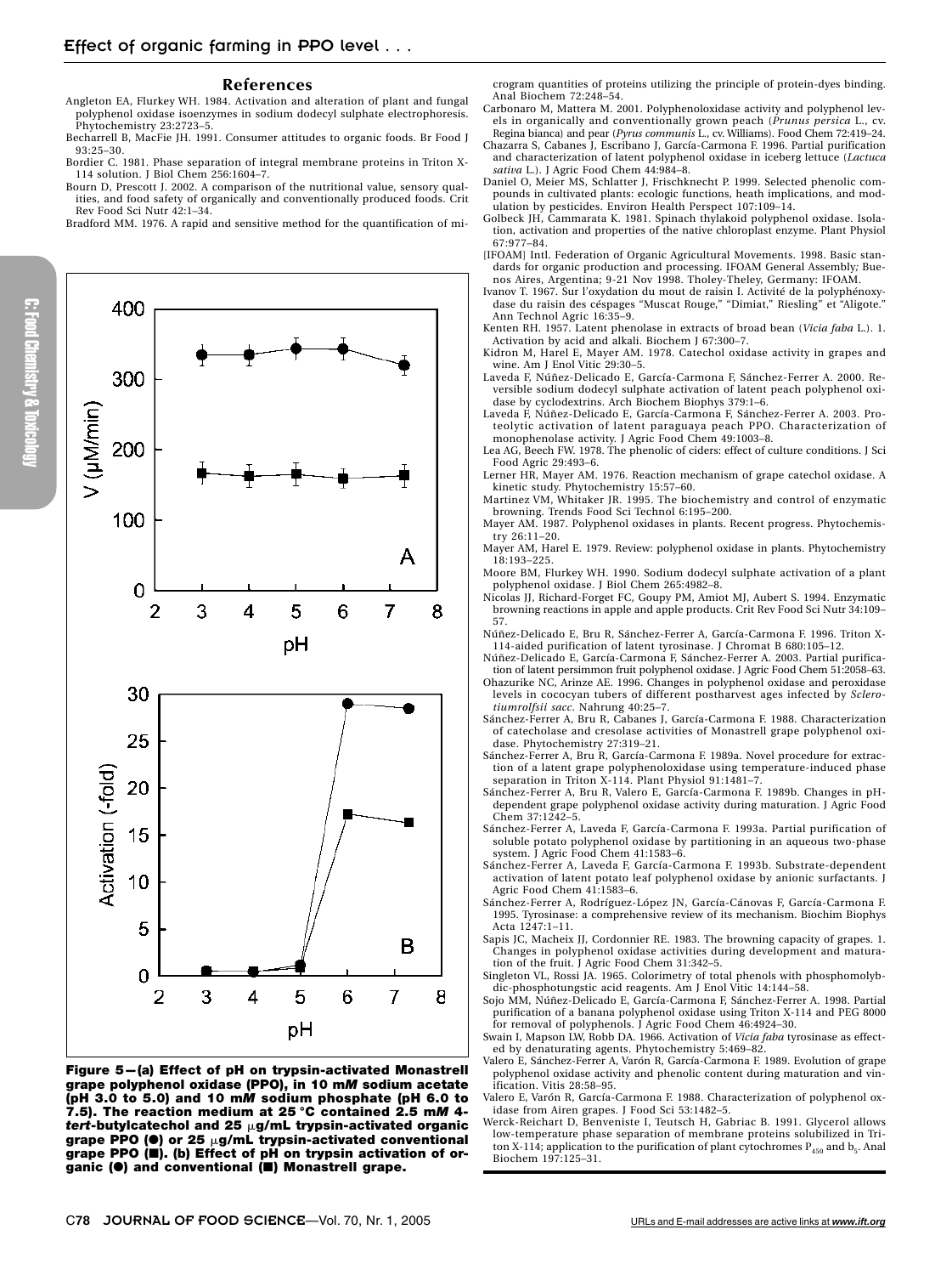## References

Angleton EA, Flurkey WH. 1984. Activation and alteration of plant and fungal polyphenol oxidase isoenzymes in sodium dodecyl sulphate electrophoresis. Phytochemistry 23:2723–5.

Becharrell B, MacFie JH. 1991. Consumer attitudes to organic foods. Br Food J 93:25–30.

Bordier C. 1981. Phase separation of integral membrane proteins in Triton X-114 solution. J Biol Chem 256:1604–7.

Bourn D, Prescott J. 2002. A comparison of the nutritional value, sensory qualities, and food safety of organically and conventionally produced foods. Crit Rev Food Sci Nutr 42:1–34.

Bradford MM. 1976. A rapid and sensitive method for the quantification of microgram quantities of proteins utilizing the principle of protein-dyes binding. Anal Biochem 72:248–54.

Carbonaro M, Mattera M. 2001. Polyphenoloxidase activity and polyphenol levels in organically and conventionally grown peach (*Prunus persica* L., cv. Regina bianca) and pear (*Pyrus communis* L., cv. Williams). Food Chem 72:419–24.

Chazarra S, Cabanes J, Escribano J, García-Carmona F. 1996. Partial purification and characterization of latent polyphenol oxidase in iceberg lettuce (*Lactuca sativa* L.). J Agric Food Chem 44:984–8.

Daniel O, Meier MS, Schlatter J, Frischknecht P. 1999. Selected phenolic compounds in cultivated plants: ecologic functions, heath implications, and modulation by pesticides. Environ Health Perspect 107:109–14.

Golbeck JH, Cammarata K. 1981. Spinach thylakoid polyphenol oxidase. Isolation, activation and properties of the native chloroplast enzyme. Plant Physiol 67:977–84.

[IFOAM] Intl. Federation of Organic Agricultural Movements. 1998. Basic standards for organic production and processing. IFOAM General Assembly; Buenos Aires, Argentina; 9-21 Nov 1998. Tholey-Theley, Germany: IFOAM.

Ivanov T. 1967. Sur l'oxydation du mout de raisin I. Activité de la polyphénoxydase du raisin des céspages "Muscat Rouge," "Dimiat," Riesling" et "Aligote." Ann Technol Agric 16:35–9.

Kenten RH. 1957. Latent phenolase in extracts of broad bean (*Vicia faba* L.). 1. Activation by acid and alkali. Biochem J 67:300–7.

Kidron M, Harel E, Mayer AM. 1978. Catechol oxidase activity in grapes and wine. Am J Enol Vitic 29:30–5.

Laveda F, Núñez-Delicado E, García-Carmona F, Sánchez-Ferrer A. 2000. Reversible sodium dodecyl sulphate activation of latent peach polyphenol oxidase by cyclodextrins. Arch Biochem Biophys 379:1–6.

Laveda F, Núñez-Delicado E, García-Carmona F, Sánchez-Ferrer A. 2003. Proteolytic activation of latent paraguaya peach PPO. Characterization of monophenolase activity. J Agric Food Chem 49:1003–8.

Lea AG, Beech FW. 1978. The phenolic of ciders: effect of culture conditions. J Sci Food Agric 29:493–6.

Lerner HR, Mayer AM. 1976. Reaction mechanism of grape catechol oxidase. A kinetic study. Phytochemistry 15:57–60.

Martinez VM, Whitaker JR. 1995. The biochemistry and control of enzymatic browning. Trends Food Sci Technol 6:195–200.

Mayer AM. 1987. Polyphenol oxidases in plants. Recent progress. Phytochemistry 26:11–20.

Mayer AM, Harel E. 1979. Review: polyphenol oxidase in plants. Phytochemistry 18:193–225.

Moore BM, Flurkey WH. 1990. Sodium dodecyl sulphate activation of a plant polyphenol oxidase. J Biol Chem 265:4982–8.

Nicolas JJ, Richard-Forget FC, Goupy PM, Amiot MJ, Aubert S. 1994. Enzymatic browning reactions in apple and apple products. Crit Rev Food Sci Nutr 34:109–57.

Núñez-Delicado E, Bru R, Sánchez-Ferrer A, García-Carmona F. 1996. Triton X-114-aided purification of latent tyrosinase. J Chromat B 680:105–12.

Núñez-Delicado E, García-Carmona F, Sánchez-Ferrer A. 2003. Partial purification of latent persimmon fruit polyphenol oxidase. J Agric Food Chem 51:2058–63.

Ohazurike NC, Arinze AE. 1996. Changes in polyphenol oxidase and peroxidase levels in cococyan tubers of different postharvest ages infected by *Sclerotiumrolfsii sacc*. Nahrung 40:25–7.

Sánchez-Ferrer A, Bru R, Cabanes J, García-Carmona F. 1988. Characterization of catecholase and cresolase activities of Monastrell grape polyphenol oxidase. Phytochemistry 27:319–21.

Sánchez-Ferrer A, Bru R, García-Carmona F. 1989a. Novel procedure for extraction of a latent grape polyphenoloxidase using temperature-induced phase separation in Triton X-114. Plant Physiol 91:1481–7.

Sánchez-Ferrer A, Bru R, Valero E, García-Carmona F. 1989b. Changes in pH-dependent grape polyphenol oxidase activity during maturation. J Agric Food Chem 37:1242–5.

Sánchez-Ferrer A, Laveda F, García-Carmona F. 1993a. Partial purification of soluble potato polyphenol oxidase by partitioning in an aqueous two-phase system. J Agric Food Chem 41:1583–6.

Sánchez-Ferrer A, Laveda F, García-Carmona F. 1993b. Substrate-dependent activation of latent potato leaf polyphenol oxidase by anionic surfactants. J Agric Food Chem 41:1583–6.

Sánchez-Ferrer A, Rodríguez-López JN, García-Cánovas F, García-Carmona F. 1995. Tyrosinase: a comprehensive review of its mechanism. Biochim Biophys Acta 1247:1–11.

Sapis JC, Macheix JJ, Cordonnier RE. 1983. The browning capacity of grapes. 1. Changes in polyphenol oxidase activities during development and maturation of the fruit. J Agric Food Chem 31:342–5.

Singleton VL, Rossi JA. 1965. Colorimetry of total phenols with phosphomolybdic-phosphotungstic acid reagents. Am J Enol Vitic 14:144–58.

Sojo MM, Núñez-Delicado E, García-Carmona F, Sánchez-Ferrer A. 1998. Partial purification of a banana polyphenol oxidase using Triton X-114 and PEG 8000 for removal of polyphenols. J Agric Food Chem 46:4924–30.

Swain I, Mapson LW, Robb DA. 1966. Activation of *Vicia faba* tyrosinase as effected by denaturating agents. Phytochemistry 5:469–82.

Valero E, Sánchez-Ferrer A, Varón R, García-Carmona F. 1989. Evolution of grape polyphenol oxidase activity and phenolic content during maturation and vinification. Vitis 28:58–95.

Valero E, Varón R, García-Carmona F. 1988. Characterization of polyphenol oxidase from Airen grapes. J Food Sci 53:1482–5.

Werck-Reichart D, Benveniste I, Teutsch H, Gabriac B. 1991. Glycerol allows low-temperature phase separation of membrane proteins solubilized in Triton X-114; application to the purification of plant cytochromes $P_{450}$ and $b_5$. Anal Biochem 197:125–31.

V (µM/min)
400
300
200
100
0
2 3 4 5 6 7 8
pH
A

Activation (-fold)
30
25
20
15
10
5
0
2 3 4 5 6 7 8
pH
B

**Figure 5—(a) Effect of pH on trypsin-activated Monastrell grape polyphenol oxidase (PPO), in 10 m*M* sodium acetate (pH 3.0 to 5.0) and 10 m*M* sodium phosphate (pH 6.0 to 7.5). The reaction medium at 25 °C contained 2.5 m*M* 4-*tert*-butylcatechol and 25 µg/mL trypsin-activated organic grape PPO (●) or 25 µg/mL trypsin-activated conventional grape PPO (■). (b) Effect of pH on trypsin activation of organic (●) and conventional (■) Monastrell grape.**